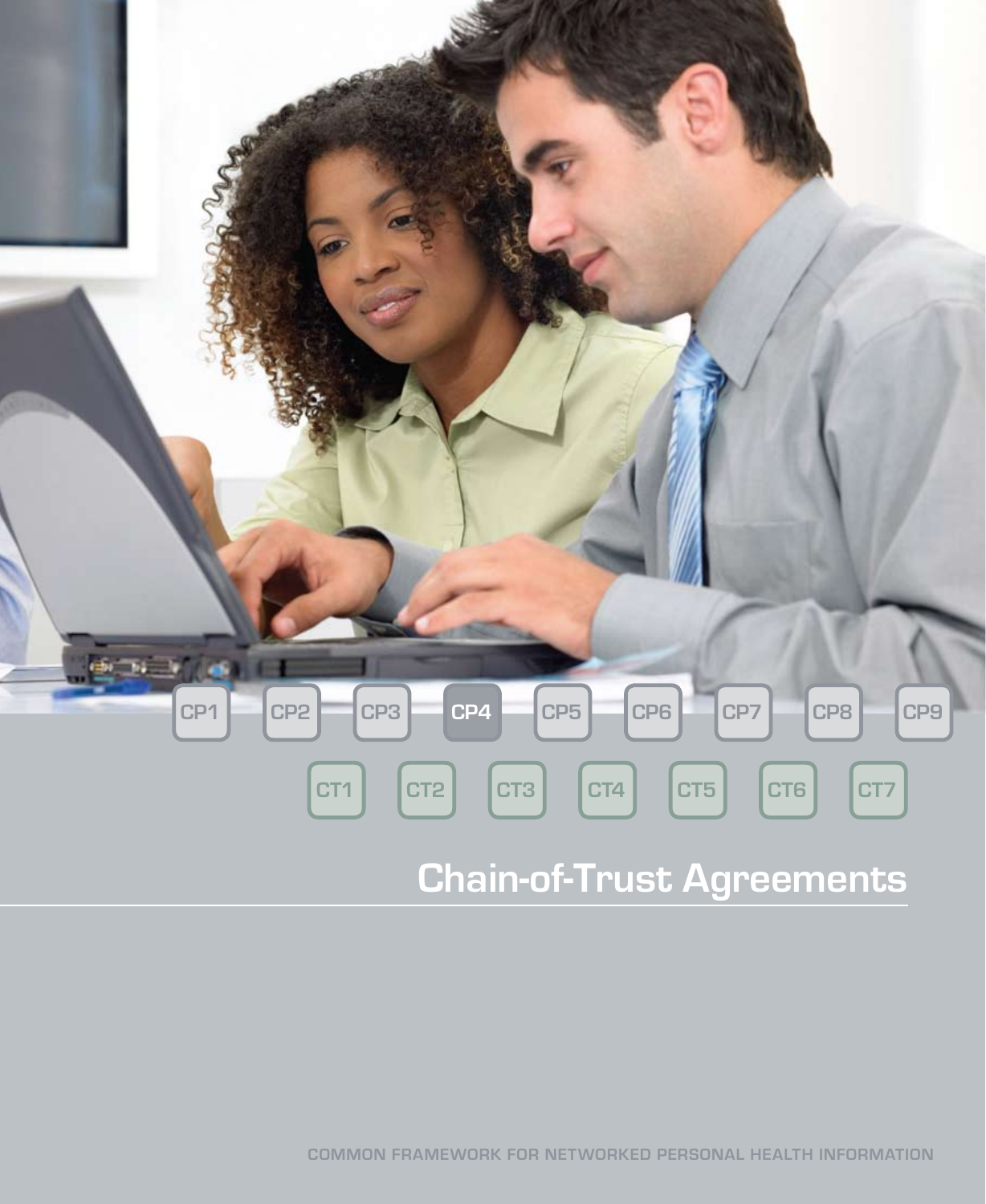CP1 CP2 CP3 **CP4** CP5 CP6 CP7 CP8 CP9

CT1 CT2 CT3 CT4 CT5 CT6 CT7

# Chain-of-Trust Agreements

COMMON FRAMEWORK FOR NETWORKED PERSONAL HEALTH INFORMATION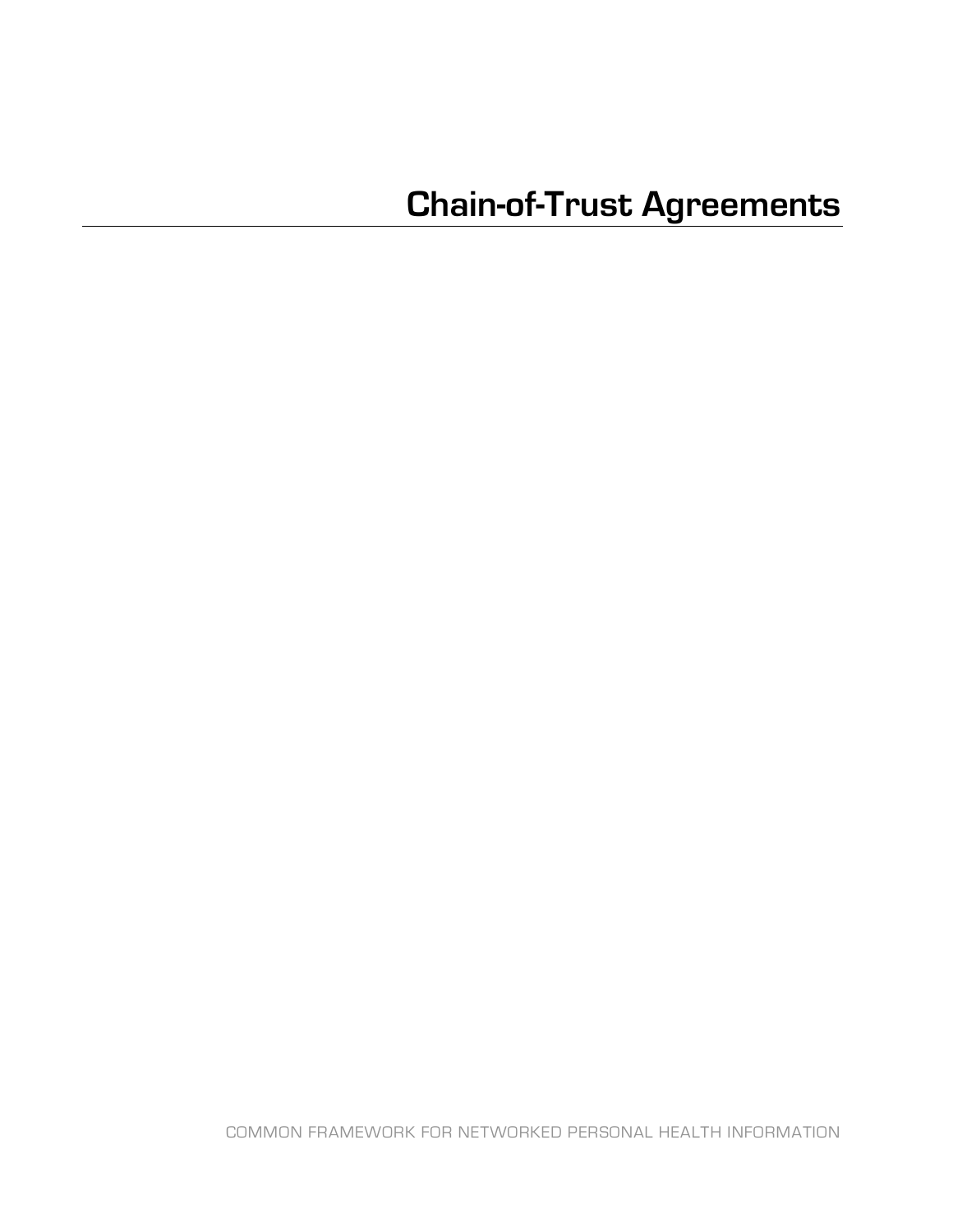# Chain-of-Trust Agreements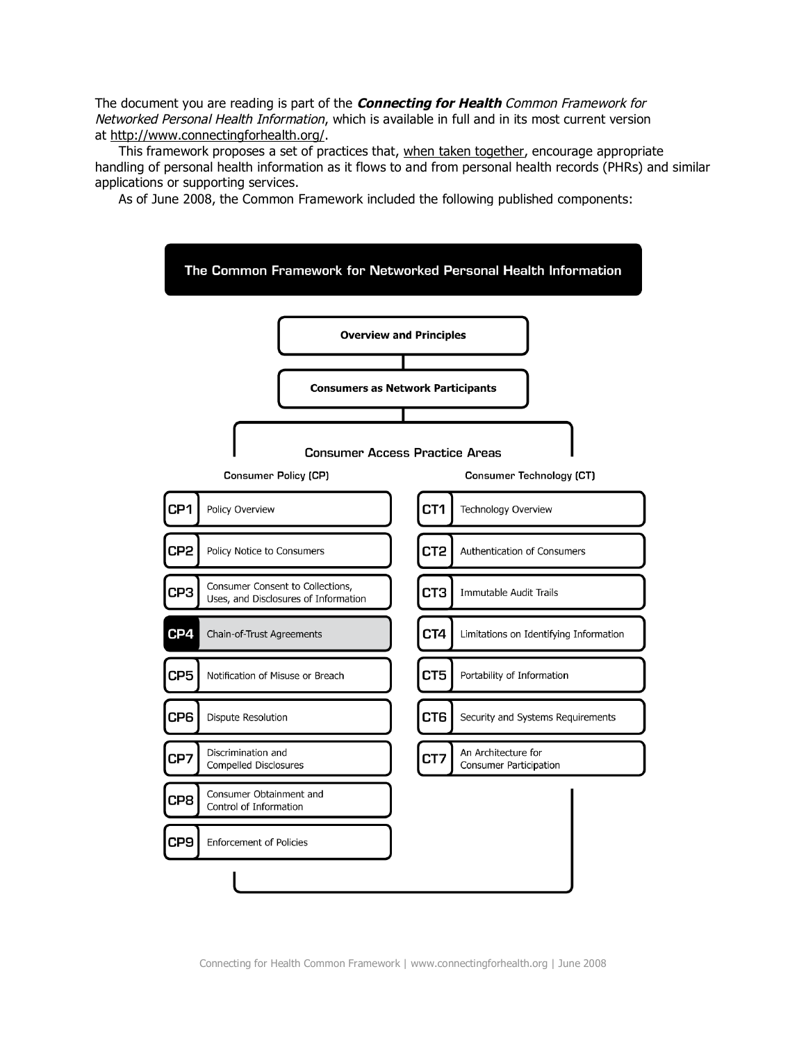The document you are reading is part of the ***Connecting for Health*** *Common Framework for Networked Personal Health Information*, which is available in full and in its most current version at http://www.connectingforhealth.org/.

This framework proposes a set of practices that, when taken together, encourage appropriate handling of personal health information as it flows to and from personal health records (PHRs) and similar applications or supporting services.

As of June 2008, the Common Framework included the following published components:

**The Common Framework for Networked Personal Health Information**

**Overview and Principles**

**Consumers as Network Participants**

**Consumer Access Practice Areas**

| Consumer Policy (CP) | | Consumer Technology (CT) | |
|---|---|---|---|
| CP1 | Policy Overview | CT1 | Technology Overview |
| CP2 | Policy Notice to Consumers | CT2 | Authentication of Consumers |
| CP3 | Consumer Consent to Collections, Uses, and Disclosures of Information | CT3 | Immutable Audit Trails |
| CP4 | Chain-of-Trust Agreements | CT4 | Limitations on Identifying Information |
| CP5 | Notification of Misuse or Breach | CT5 | Portability of Information |
| CP6 | Dispute Resolution | CT6 | Security and Systems Requirements |
| CP7 | Discrimination and Compelled Disclosures | CT7 | An Architecture for Consumer Participation |
| CP8 | Consumer Obtainment and Control of Information | | |
| CP9 | Enforcement of Policies | | |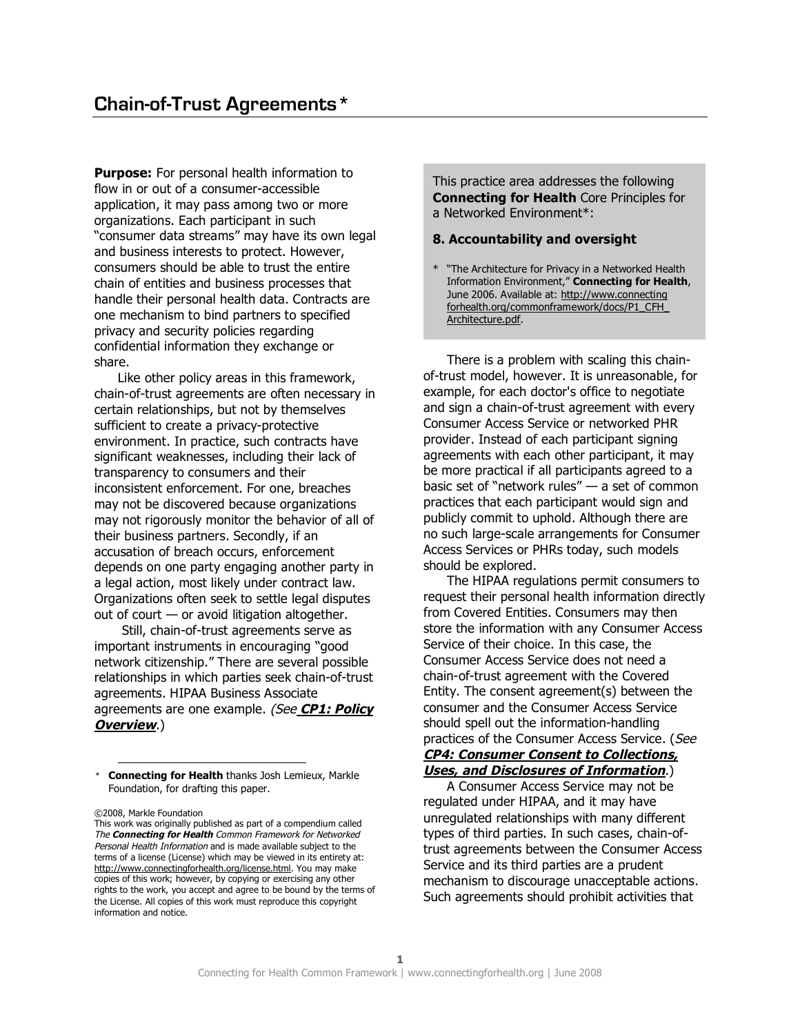# Chain-of-Trust Agreements*

**Purpose:** For personal health information to flow in or out of a consumer-accessible application, it may pass among two or more organizations. Each participant in such "consumer data streams" may have its own legal and business interests to protect. However, consumers should be able to trust the entire chain of entities and business processes that handle their personal health data. Contracts are one mechanism to bind partners to specified privacy and security policies regarding confidential information they exchange or share.

Like other policy areas in this framework, chain-of-trust agreements are often necessary in certain relationships, but not by themselves sufficient to create a privacy-protective environment. In practice, such contracts have significant weaknesses, including their lack of transparency to consumers and their inconsistent enforcement. For one, breaches may not be discovered because organizations may not rigorously monitor the behavior of all of their business partners. Secondly, if an accusation of breach occurs, enforcement depends on one party engaging another party in a legal action, most likely under contract law. Organizations often seek to settle legal disputes out of court — or avoid litigation altogether.

Still, chain-of-trust agreements serve as important instruments in encouraging "good network citizenship." There are several possible relationships in which parties seek chain-of-trust agreements. HIPAA Business Associate agreements are one example. *(See **CP1: Policy Overview**.)*

> This practice area addresses the following **Connecting for Health** Core Principles for a Networked Environment*:
>
> **8. Accountability and oversight**
>
> * "The Architecture for Privacy in a Networked Health Information Environment," **Connecting for Health**, June 2006. Available at: http://www.connectingforhealth.org/commonframework/docs/P1_CFH_Architecture.pdf.

There is a problem with scaling this chain-of-trust model, however. It is unreasonable, for example, for each doctor's office to negotiate and sign a chain-of-trust agreement with every Consumer Access Service or networked PHR provider. Instead of each participant signing agreements with each other participant, it may be more practical if all participants agreed to a basic set of "network rules" — a set of common practices that each participant would sign and publicly commit to uphold. Although there are no such large-scale arrangements for Consumer Access Services or PHRs today, such models should be explored.

The HIPAA regulations permit consumers to request their personal health information directly from Covered Entities. Consumers may then store the information with any Consumer Access Service of their choice. In this case, the Consumer Access Service does not need a chain-of-trust agreement with the Covered Entity. The consent agreement(s) between the consumer and the Consumer Access Service should spell out the information-handling practices of the Consumer Access Service. (*See **CP4: Consumer Consent to Collections, Uses, and Disclosures of Information***.)

A Consumer Access Service may not be regulated under HIPAA, and it may have unregulated relationships with many different types of third parties. In such cases, chain-of-trust agreements between the Consumer Access Service and its third parties are a prudent mechanism to discourage unacceptable actions. Such agreements should prohibit activities that

---

* **Connecting for Health** thanks Josh Lemieux, Markle Foundation, for drafting this paper.

©2008, Markle Foundation
This work was originally published as part of a compendium called *The **Connecting for Health** Common Framework for Networked Personal Health Information* and is made available subject to the terms of a license (License) which may be viewed in its entirety at: http://www.connectingforhealth.org/license.html. You may make copies of this work; however, by copying or exercising any other rights to the work, you accept and agree to be bound by the terms of the License. All copies of this work must reproduce this copyright information and notice.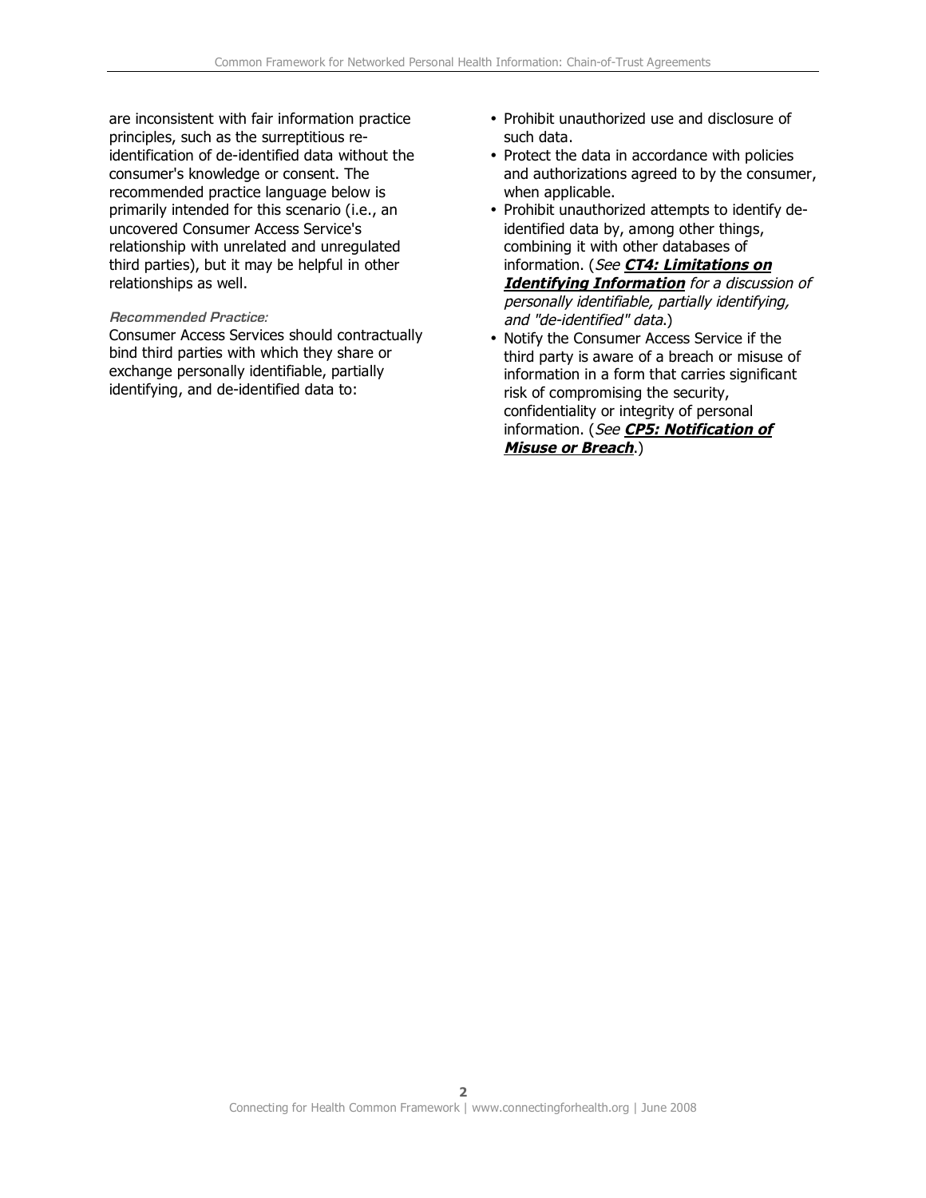are inconsistent with fair information practice principles, such as the surreptitious re-identification of de-identified data without the consumer's knowledge or consent. The recommended practice language below is primarily intended for this scenario (i.e., an uncovered Consumer Access Service's relationship with unrelated and unregulated third parties), but it may be helpful in other relationships as well.

*Recommended Practice:*

Consumer Access Services should contractually bind third parties with which they share or exchange personally identifiable, partially identifying, and de-identified data to:

- Prohibit unauthorized use and disclosure of such data.
- Protect the data in accordance with policies and authorizations agreed to by the consumer, when applicable.
- Prohibit unauthorized attempts to identify de-identified data by, among other things, combining it with other databases of information. (*See* ***CT4: Limitations on Identifying Information*** *for a discussion of personally identifiable, partially identifying, and "de-identified" data*.)
- Notify the Consumer Access Service if the third party is aware of a breach or misuse of information in a form that carries significant risk of compromising the security, confidentiality or integrity of personal information. (*See* ***CP5: Notification of Misuse or Breach***.)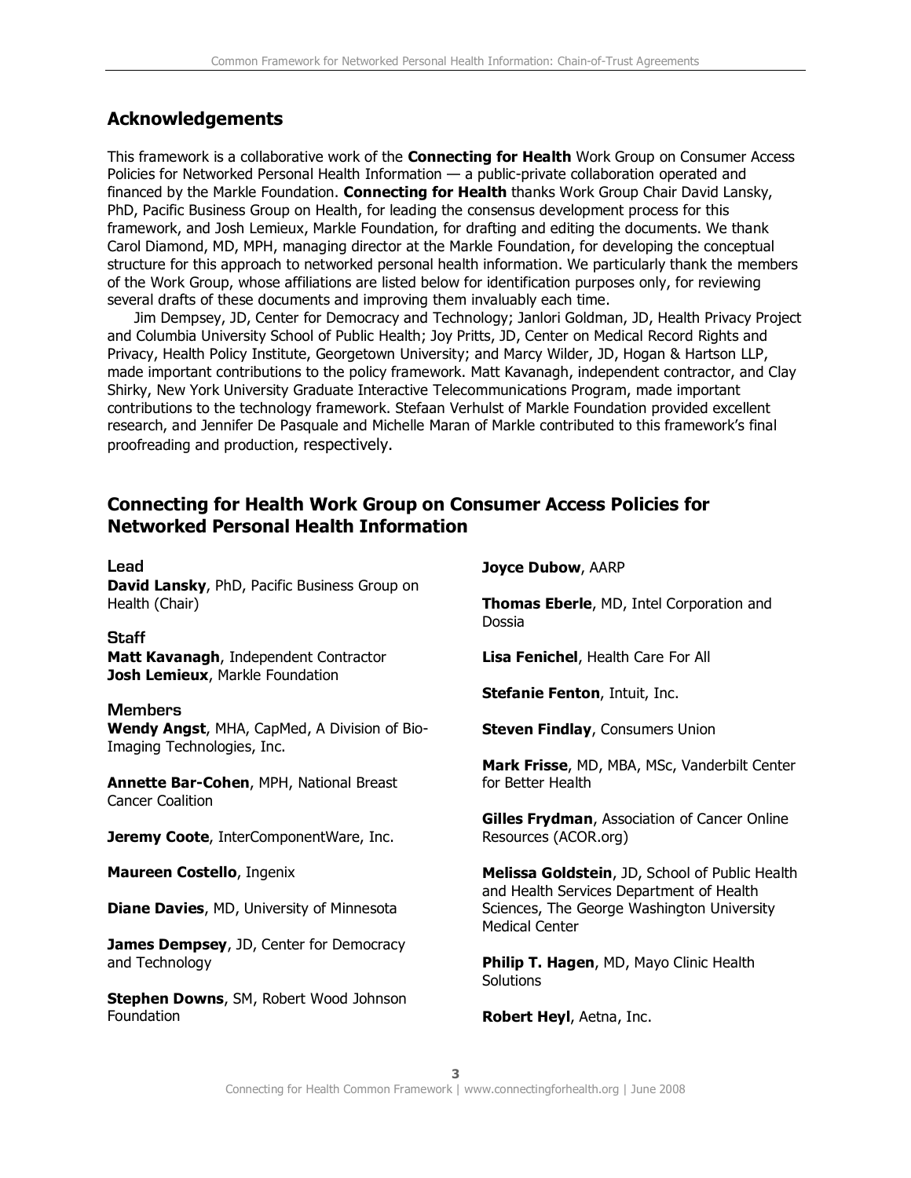## Acknowledgements

This framework is a collaborative work of the **Connecting for Health** Work Group on Consumer Access Policies for Networked Personal Health Information — a public-private collaboration operated and financed by the Markle Foundation. **Connecting for Health** thanks Work Group Chair David Lansky, PhD, Pacific Business Group on Health, for leading the consensus development process for this framework, and Josh Lemieux, Markle Foundation, for drafting and editing the documents. We thank Carol Diamond, MD, MPH, managing director at the Markle Foundation, for developing the conceptual structure for this approach to networked personal health information. We particularly thank the members of the Work Group, whose affiliations are listed below for identification purposes only, for reviewing several drafts of these documents and improving them invaluably each time.

Jim Dempsey, JD, Center for Democracy and Technology; Janlori Goldman, JD, Health Privacy Project and Columbia University School of Public Health; Joy Pritts, JD, Center on Medical Record Rights and Privacy, Health Policy Institute, Georgetown University; and Marcy Wilder, JD, Hogan & Hartson LLP, made important contributions to the policy framework. Matt Kavanagh, independent contractor, and Clay Shirky, New York University Graduate Interactive Telecommunications Program, made important contributions to the technology framework. Stefaan Verhulst of Markle Foundation provided excellent research, and Jennifer De Pasquale and Michelle Maran of Markle contributed to this framework's final proofreading and production, respectively.

## Connecting for Health Work Group on Consumer Access Policies for Networked Personal Health Information

### Lead

**David Lansky**, PhD, Pacific Business Group on Health (Chair)

### Staff

**Matt Kavanagh**, Independent Contractor
**Josh Lemieux**, Markle Foundation

### Members

**Wendy Angst**, MHA, CapMed, A Division of Bio-Imaging Technologies, Inc.

**Annette Bar-Cohen**, MPH, National Breast Cancer Coalition

**Jeremy Coote**, InterComponentWare, Inc.

**Maureen Costello**, Ingenix

**Diane Davies**, MD, University of Minnesota

**James Dempsey**, JD, Center for Democracy and Technology

**Stephen Downs**, SM, Robert Wood Johnson Foundation

**Joyce Dubow**, AARP

**Thomas Eberle**, MD, Intel Corporation and Dossia

**Lisa Fenichel**, Health Care For All

**Stefanie Fenton**, Intuit, Inc.

**Steven Findlay**, Consumers Union

**Mark Frisse**, MD, MBA, MSc, Vanderbilt Center for Better Health

**Gilles Frydman**, Association of Cancer Online Resources (ACOR.org)

**Melissa Goldstein**, JD, School of Public Health and Health Services Department of Health Sciences, The George Washington University Medical Center

**Philip T. Hagen**, MD, Mayo Clinic Health Solutions

**Robert Heyl**, Aetna, Inc.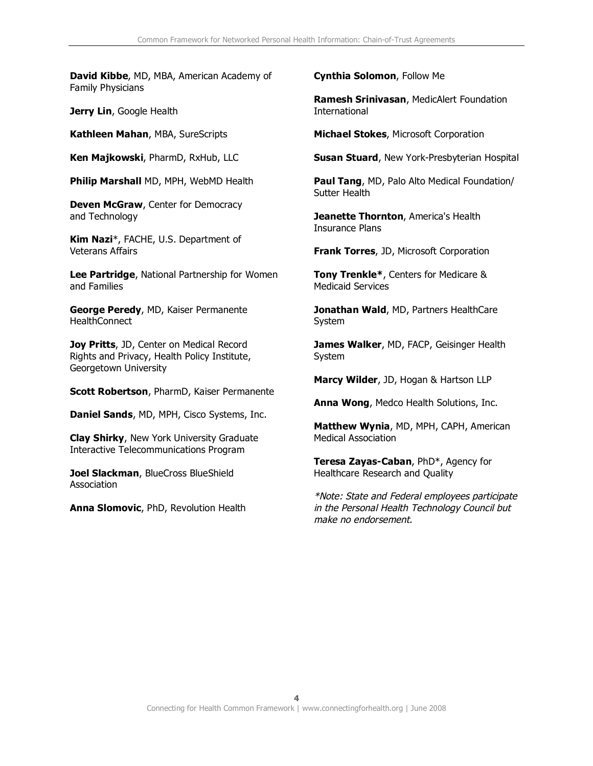**David Kibbe**, MD, MBA, American Academy of Family Physicians

**Jerry Lin**, Google Health

**Kathleen Mahan**, MBA, SureScripts

**Ken Majkowski**, PharmD, RxHub, LLC

**Philip Marshall** MD, MPH, WebMD Health

**Deven McGraw**, Center for Democracy and Technology

**Kim Nazi***, FACHE, U.S. Department of Veterans Affairs

**Lee Partridge**, National Partnership for Women and Families

**George Peredy**, MD, Kaiser Permanente HealthConnect

**Joy Pritts**, JD, Center on Medical Record Rights and Privacy, Health Policy Institute, Georgetown University

**Scott Robertson**, PharmD, Kaiser Permanente

**Daniel Sands**, MD, MPH, Cisco Systems, Inc.

**Clay Shirky**, New York University Graduate Interactive Telecommunications Program

**Joel Slackman**, BlueCross BlueShield Association

**Anna Slomovic**, PhD, Revolution Health

**Cynthia Solomon**, Follow Me

**Ramesh Srinivasan**, MedicAlert Foundation International

**Michael Stokes**, Microsoft Corporation

**Susan Stuard**, New York-Presbyterian Hospital

**Paul Tang**, MD, Palo Alto Medical Foundation/ Sutter Health

**Jeanette Thornton**, America's Health Insurance Plans

**Frank Torres**, JD, Microsoft Corporation

**Tony Trenkle***, Centers for Medicare & Medicaid Services

**Jonathan Wald**, MD, Partners HealthCare System

**James Walker**, MD, FACP, Geisinger Health System

**Marcy Wilder**, JD, Hogan & Hartson LLP

**Anna Wong**, Medco Health Solutions, Inc.

**Matthew Wynia**, MD, MPH, CAPH, American Medical Association

**Teresa Zayas-Caban**, PhD*, Agency for Healthcare Research and Quality

*\*Note: State and Federal employees participate in the Personal Health Technology Council but make no endorsement.*